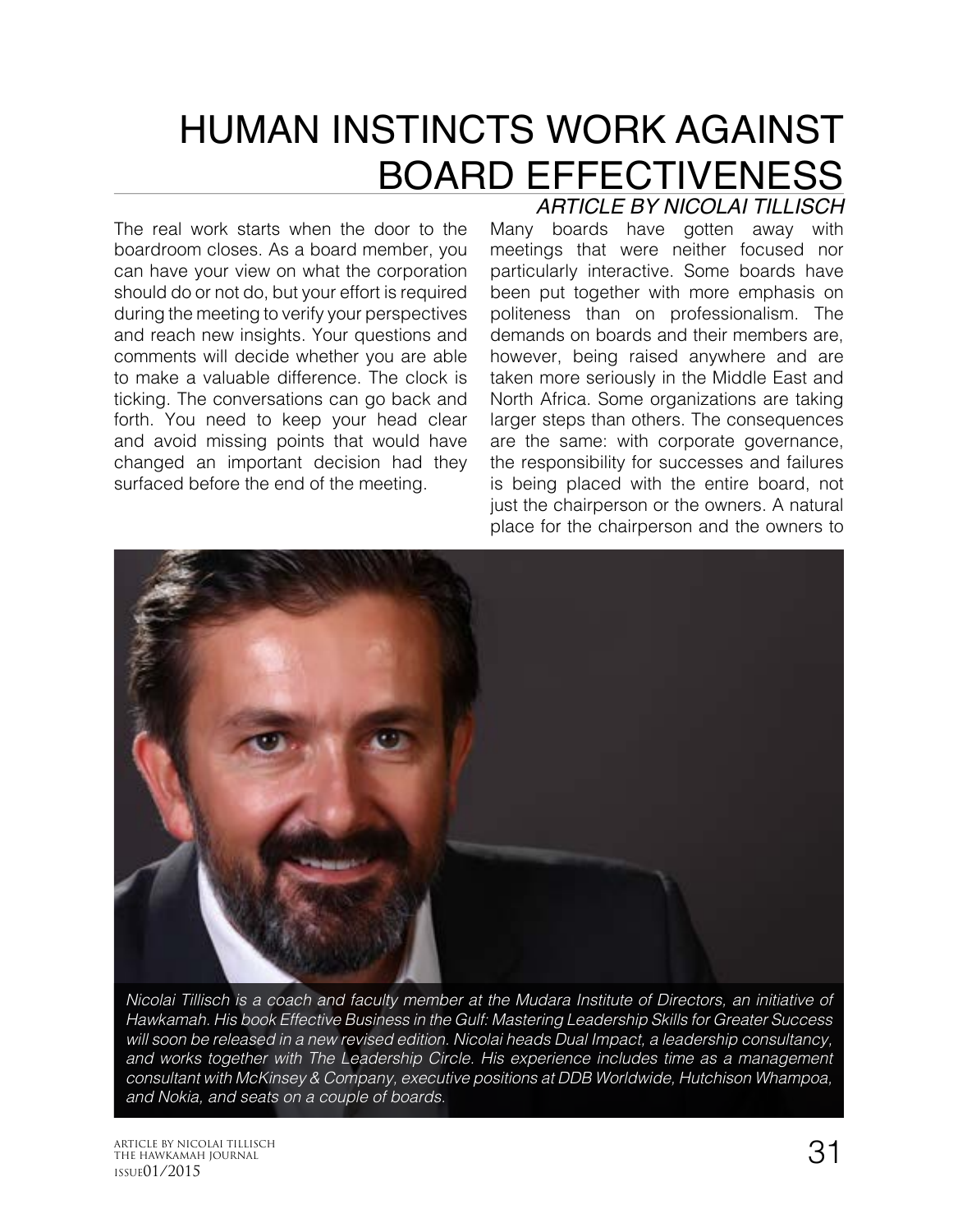# HUMAN INSTINCTS WORK AGAINST BOARD EFFECTIVENESS

*ARTICLE BY NICOLAI TILLISCH*

The real work starts when the door to the boardroom closes. As a board member, you can have your view on what the corporation should do or not do, but your effort is required during the meeting to verify your perspectives and reach new insights. Your questions and comments will decide whether you are able to make a valuable difference. The clock is ticking. The conversations can go back and forth. You need to keep your head clear and avoid missing points that would have changed an important decision had they surfaced before the end of the meeting.

Many boards have gotten away with meetings that were neither focused nor particularly interactive. Some boards have been put together with more emphasis on politeness than on professionalism. The demands on boards and their members are, however, being raised anywhere and are taken more seriously in the Middle East and North Africa. Some organizations are taking larger steps than others. The consequences are the same: with corporate governance, the responsibility for successes and failures is being placed with the entire board, not just the chairperson or the owners. A natural place for the chairperson and the owners to

*Nicolai Tillisch is a coach and faculty member at the Mudara Institute of Directors, an initiative of Hawkamah. His book Effective Business in the Gulf: Mastering Leadership Skills for Greater Success will soon be released in a new revised edition. Nicolai heads Dual Impact, a leadership consultancy, and works together with The Leadership Circle. His experience includes time as a management consultant with McKinsey & Company, executive positions at DDB Worldwide, Hutchison Whampoa, and Nokia, and seats on a couple of boards.*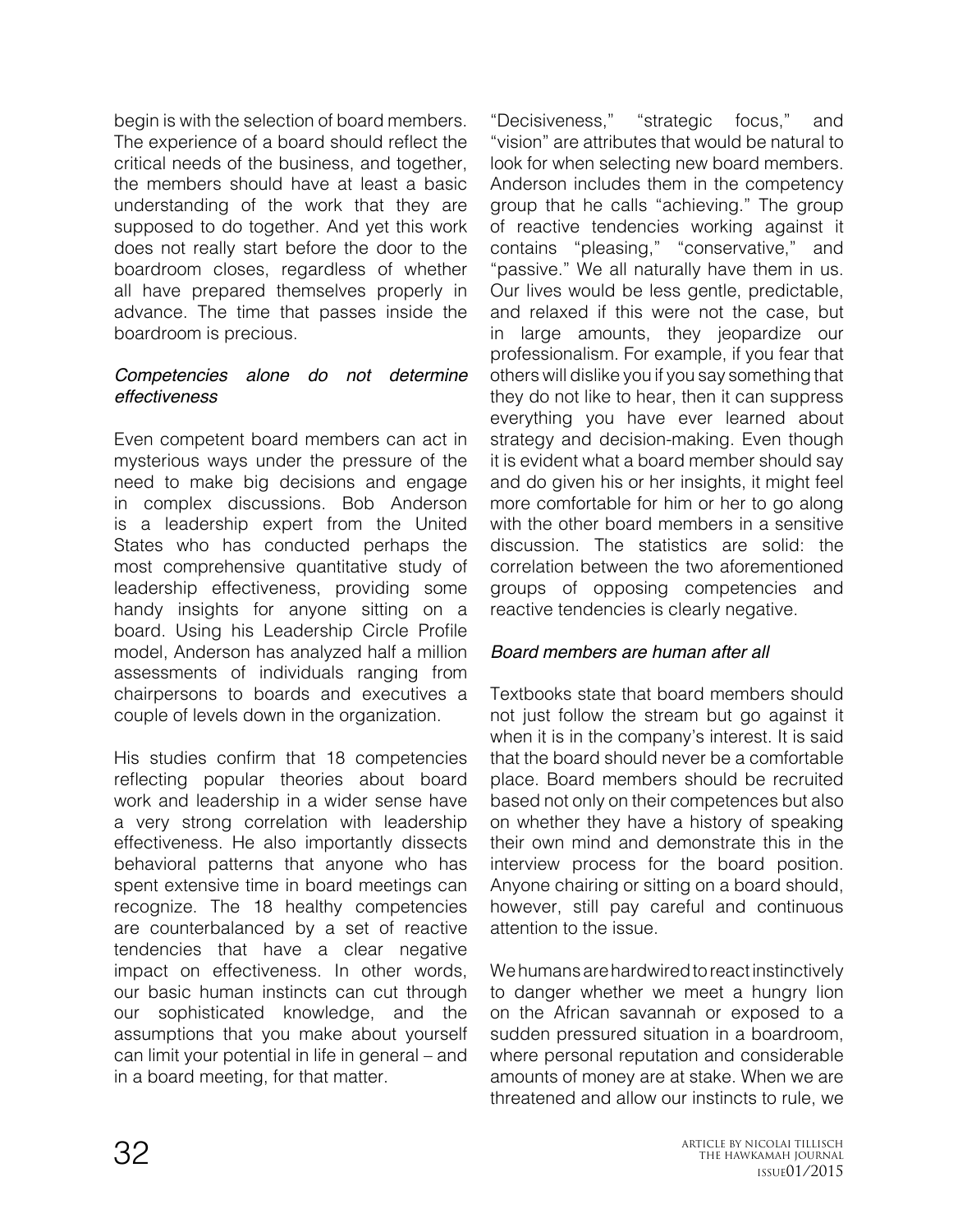begin is with the selection of board members. The experience of a board should reflect the critical needs of the business, and together, the members should have at least a basic understanding of the work that they are supposed to do together. And yet this work does not really start before the door to the boardroom closes, regardless of whether all have prepared themselves properly in advance. The time that passes inside the boardroom is precious.

*Competencies alone do not determine effectiveness*

Even competent board members can act in mysterious ways under the pressure of the need to make big decisions and engage in complex discussions. Bob Anderson is a leadership expert from the United States who has conducted perhaps the most comprehensive quantitative study of leadership effectiveness, providing some handy insights for anyone sitting on a board. Using his Leadership Circle Profile model, Anderson has analyzed half a million assessments of individuals ranging from chairpersons to boards and executives a couple of levels down in the organization.

His studies confirm that 18 competencies reflecting popular theories about board work and leadership in a wider sense have a very strong correlation with leadership effectiveness. He also importantly dissects behavioral patterns that anyone who has spent extensive time in board meetings can recognize. The 18 healthy competencies are counterbalanced by a set of reactive tendencies that have a clear negative impact on effectiveness. In other words, our basic human instincts can cut through our sophisticated knowledge, and the assumptions that you make about yourself can limit your potential in life in general – and in a board meeting, for that matter.

"Decisiveness," "strategic focus," and "vision" are attributes that would be natural to look for when selecting new board members. Anderson includes them in the competency group that he calls "achieving." The group of reactive tendencies working against it contains "pleasing," "conservative," and "passive." We all naturally have them in us. Our lives would be less gentle, predictable, and relaxed if this were not the case, but in large amounts, they jeopardize our professionalism. For example, if you fear that others will dislike you if you say something that they do not like to hear, then it can suppress everything you have ever learned about strategy and decision-making. Even though it is evident what a board member should say and do given his or her insights, it might feel more comfortable for him or her to go along with the other board members in a sensitive discussion. The statistics are solid: the correlation between the two aforementioned groups of opposing competencies and reactive tendencies is clearly negative.

*Board members are human after all*

Textbooks state that board members should not just follow the stream but go against it when it is in the company's interest. It is said that the board should never be a comfortable place. Board members should be recruited based not only on their competences but also on whether they have a history of speaking their own mind and demonstrate this in the interview process for the board position. Anyone chairing or sitting on a board should, however, still pay careful and continuous attention to the issue.

We humans are hardwired to react instinctively to danger whether we meet a hungry lion on the African savannah or exposed to a sudden pressured situation in a boardroom, where personal reputation and considerable amounts of money are at stake. When we are threatened and allow our instincts to rule, we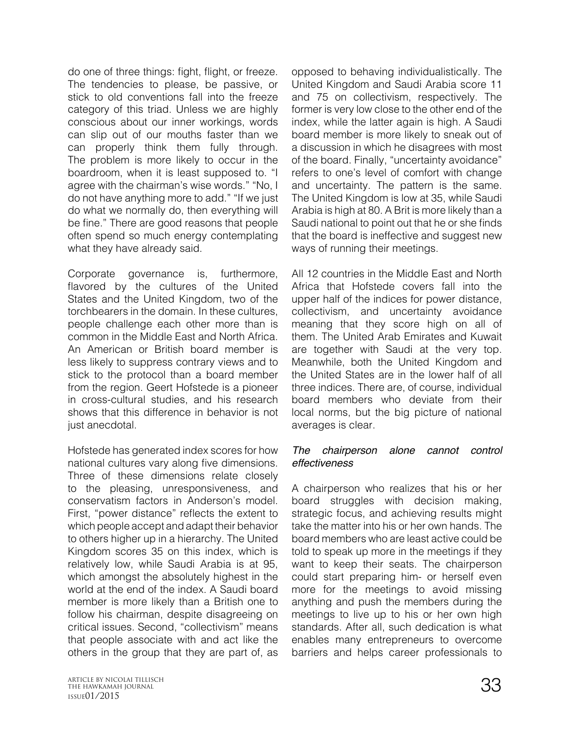do one of three things: fight, flight, or freeze. The tendencies to please, be passive, or stick to old conventions fall into the freeze category of this triad. Unless we are highly conscious about our inner workings, words can slip out of our mouths faster than we can properly think them fully through. The problem is more likely to occur in the boardroom, when it is least supposed to. "I agree with the chairman's wise words." "No, I do not have anything more to add." "If we just do what we normally do, then everything will be fine." There are good reasons that people often spend so much energy contemplating what they have already said.

Corporate governance is, furthermore, flavored by the cultures of the United States and the United Kingdom, two of the torchbearers in the domain. In these cultures, people challenge each other more than is common in the Middle East and North Africa. An American or British board member is less likely to suppress contrary views and to stick to the protocol than a board member from the region. Geert Hofstede is a pioneer in cross-cultural studies, and his research shows that this difference in behavior is not just anecdotal.

Hofstede has generated index scores for how national cultures vary along five dimensions. Three of these dimensions relate closely to the pleasing, unresponsiveness, and conservatism factors in Anderson's model. First, "power distance" reflects the extent to which people accept and adapt their behavior to others higher up in a hierarchy. The United Kingdom scores 35 on this index, which is relatively low, while Saudi Arabia is at 95, which amongst the absolutely highest in the world at the end of the index. A Saudi board member is more likely than a British one to follow his chairman, despite disagreeing on critical issues. Second, "collectivism" means that people associate with and act like the others in the group that they are part of, as opposed to behaving individualistically. The United Kingdom and Saudi Arabia score 11 and 75 on collectivism, respectively. The former is very low close to the other end of the index, while the latter again is high. A Saudi board member is more likely to sneak out of a discussion in which he disagrees with most of the board. Finally, "uncertainty avoidance" refers to one's level of comfort with change and uncertainty. The pattern is the same. The United Kingdom is low at 35, while Saudi Arabia is high at 80. A Brit is more likely than a Saudi national to point out that he or she finds that the board is ineffective and suggest new ways of running their meetings.

All 12 countries in the Middle East and North Africa that Hofstede covers fall into the upper half of the indices for power distance, collectivism, and uncertainty avoidance meaning that they score high on all of them. The United Arab Emirates and Kuwait are together with Saudi at the very top. Meanwhile, both the United Kingdom and the United States are in the lower half of all three indices. There are, of course, individual board members who deviate from their local norms, but the big picture of national averages is clear.

*The chairperson alone cannot control effectiveness*

A chairperson who realizes that his or her board struggles with decision making, strategic focus, and achieving results might take the matter into his or her own hands. The board members who are least active could be told to speak up more in the meetings if they want to keep their seats. The chairperson could start preparing him- or herself even more for the meetings to avoid missing anything and push the members during the meetings to live up to his or her own high standards. After all, such dedication is what enables many entrepreneurs to overcome barriers and helps career professionals to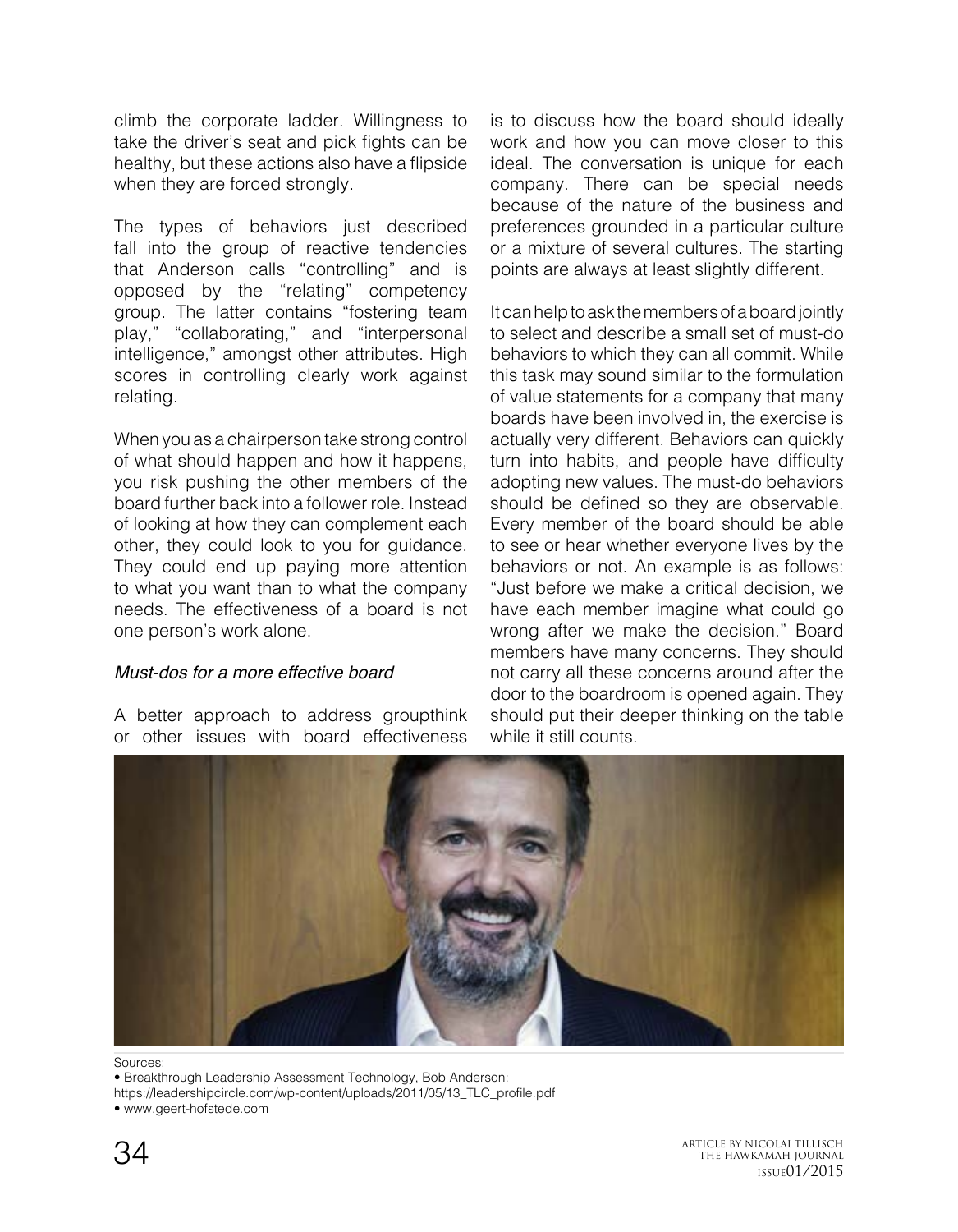climb the corporate ladder. Willingness to take the driver's seat and pick fights can be healthy, but these actions also have a flipside when they are forced strongly.

The types of behaviors just described fall into the group of reactive tendencies that Anderson calls "controlling" and is opposed by the "relating" competency group. The latter contains "fostering team play," "collaborating," and "interpersonal intelligence," amongst other attributes. High scores in controlling clearly work against relating.

When you as a chairperson take strong control of what should happen and how it happens, you risk pushing the other members of the board further back into a follower role. Instead of looking at how they can complement each other, they could look to you for guidance. They could end up paying more attention to what you want than to what the company needs. The effectiveness of a board is not one person's work alone.

### *Must-dos for a more effective board*

A better approach to address groupthink or other issues with board effectiveness is to discuss how the board should ideally work and how you can move closer to this ideal. The conversation is unique for each company. There can be special needs because of the nature of the business and preferences grounded in a particular culture or a mixture of several cultures. The starting points are always at least slightly different.

It can help to ask the members of a board jointly to select and describe a small set of must-do behaviors to which they can all commit. While this task may sound similar to the formulation of value statements for a company that many boards have been involved in, the exercise is actually very different. Behaviors can quickly turn into habits, and people have difficulty adopting new values. The must-do behaviors should be defined so they are observable. Every member of the board should be able to see or hear whether everyone lives by the behaviors or not. An example is as follows: "Just before we make a critical decision, we have each member imagine what could go wrong after we make the decision." Board members have many concerns. They should not carry all these concerns around after the door to the boardroom is opened again. They should put their deeper thinking on the table while it still counts.

Sources:

- Breakthrough Leadership Assessment Technology, Bob Anderson: https://leadershipcircle.com/wp-content/uploads/2011/05/13_TLC_profile.pdf
- www.geert-hofstede.com

Article by Nicolai Tillisch